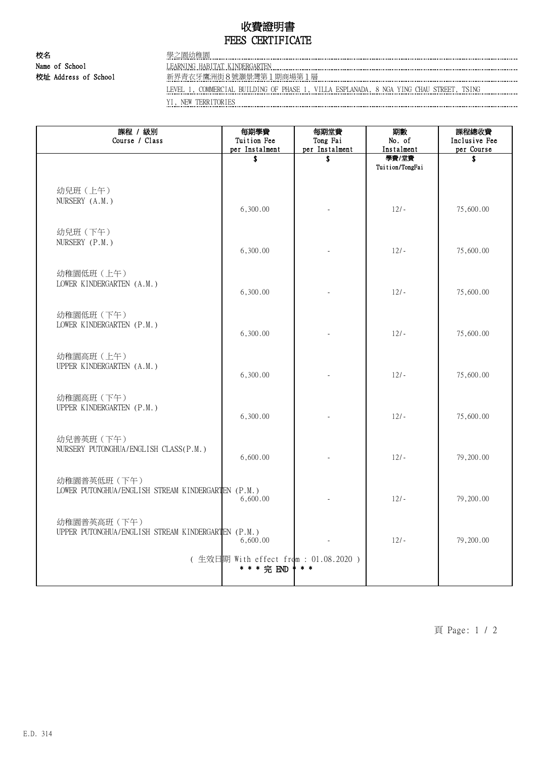# 收費證明書
# FEES CERTIFICATE

**校名**
**Name of School**
學之園幼稚園
LEARNING HABITAT KINDERGARTEN

**校址 Address of School**
新界青衣牙鷹洲街８號灝景灣第１期商場第１層
LEVEL 1, COMMERCIAL BUILDING OF PHASE 1, VILLA ESPLANADA, 8 NGA YING CHAU STREET, TSING YI, NEW TERRITORIES

| 課程 / 級別<br>Course / Class | 每期學費<br>Tuition Fee<br>per Instalment | 每期堂費<br>Tong Fai<br>per Instalment | 期數<br>No. of<br>Instalment | 課程總收費<br>Inclusive Fee<br>per Course |
|---|---|---|---|---|
| | $ | $ | 學費/堂費<br>Tuition/TongFai | $ |
| 幼兒班（上午）<br>NURSERY (A.M.) | 6,300.00 | - | 12/- | 75,600.00 |
| 幼兒班（下午）<br>NURSERY (P.M.) | 6,300.00 | - | 12/- | 75,600.00 |
| 幼稚園低班（上午）<br>LOWER KINDERGARTEN (A.M.) | 6,300.00 | - | 12/- | 75,600.00 |
| 幼稚園低班（下午）<br>LOWER KINDERGARTEN (P.M.) | 6,300.00 | - | 12/- | 75,600.00 |
| 幼稚園高班（上午）<br>UPPER KINDERGARTEN (A.M.) | 6,300.00 | - | 12/- | 75,600.00 |
| 幼稚園高班（下午）<br>UPPER KINDERGARTEN (P.M.) | 6,300.00 | - | 12/- | 75,600.00 |
| 幼兒普英班（下午）<br>NURSERY PUTONGHUA/ENGLISH CLASS(P.M.) | 6,600.00 | - | 12/- | 79,200.00 |
| 幼稚園普英低班（下午）<br>LOWER PUTONGHUA/ENGLISH STREAM KINDERGARTEN (P.M.) | 6,600.00 | - | 12/- | 79,200.00 |
| 幼稚園普英高班（下午）<br>UPPER PUTONGHUA/ENGLISH STREAM KINDERGARTEN (P.M.) | 6,600.00 | - | 12/- | 79,200.00 |

( 生效日期 With effect from : 01.08.2020 )

\* \* \* 完 END \* \* \*

E.D. 314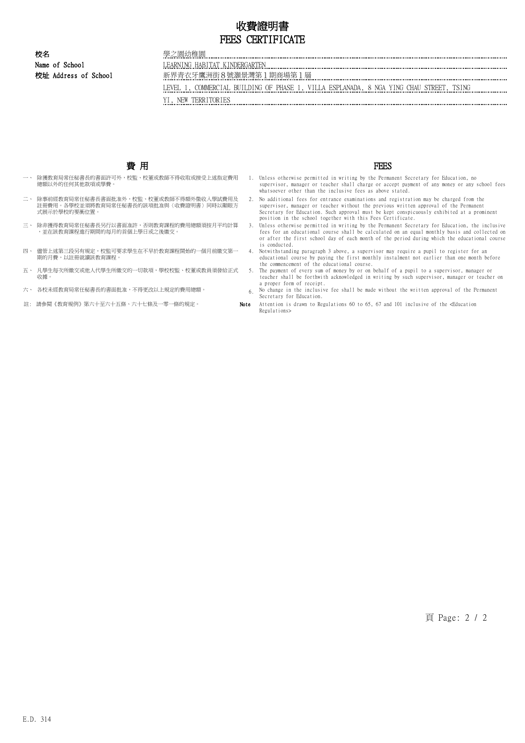# 收費證明書
# FEES CERTIFICATE

**校名** 學之園幼稚園
**Name of School** LEARNING HABITAT KINDERGARTEN
**校址 Address of School** 新界青衣牙鷹洲街８號灝景灣第１期商場第１層
LEVEL 1, COMMERCIAL BUILDING OF PHASE 1, VILLA ESPLANADA, 8 NGA YING CHAU STREET, TSING YI, NEW TERRITORIES

## 費 用

一、 除獲教育局常任秘書長的書面許可外，校監、校董或教師不得收取或接受上述指定費用總額以外的任何其他款項或學費。

二、 除事前經教育局常任秘書長書面批准外，校監、校董或教師不得額外徵收入學試費用及註冊費用。各學校並須將教育局常任秘書長的該項批准與〈收費證明書〉同時以顯眼方式展示於學校的要衝位置。

三、 除非獲得教育局常任秘書長另行以書面准許，否則教育課程的費用總額須按月平均計算，並在該教育課程進行期間的每月的首個上學日或之後繳交。

四、 儘管上述第三段另有規定，校監可要求學生在不早於教育課程開始的一個月前繳交第一期的月費，以註冊就讀該教育課程。

五、 凡學生每次所繳交或他人代學生所繳交的一切款項，學校校監、校董或教員須發給正式收據。

六、 各校未經教育局常任秘書長的書面批准，不得更改以上規定的費用總額。

註： 請參閱《教育規例》第六十至六十五條、六十七條及一零一條的規定。

## FEES

1. Unless otherwise permitted in writing by the Permanent Secretary for Education, no supervisor, manager or teacher shall charge or accept payment of any money or any school fees whatsoever other than the inclusive fees as above stated.
2. No additional fees for entrance examinations and registration may be charged from the supervisor, manager or teacher without the previous written approval of the Permanent Secretary for Education. Such approval must be kept conspicuously exhibited at a prominent position in the school together with this Fees Certificate.
3. Unless otherwise permitted in writing by the Permanent Secretary for Education, the inclusive fees for an educational course shall be calculated on an equal monthly basis and collected on or after the first school day of each month of the period during which the educational course is conducted.
4. Notwithstanding paragraph 3 above, a supervisor may require a pupil to register for an educational course by paying the first monthly instalment not earlier than one month before the commencement of the educational course.
5. The payment of every sum of money by or on behalf of a pupil to a supervisor, manager or teacher shall be forthwith acknowledged in writing by such supervisor, manager or teacher on a proper form of receipt.
6. No change in the inclusive fee shall be made without the written approval of the Permanent Secretary for Education.

**Note** Attention is drawn to Regulations 60 to 65, 67 and 101 inclusive of the <Education Regulations>

E.D. 314